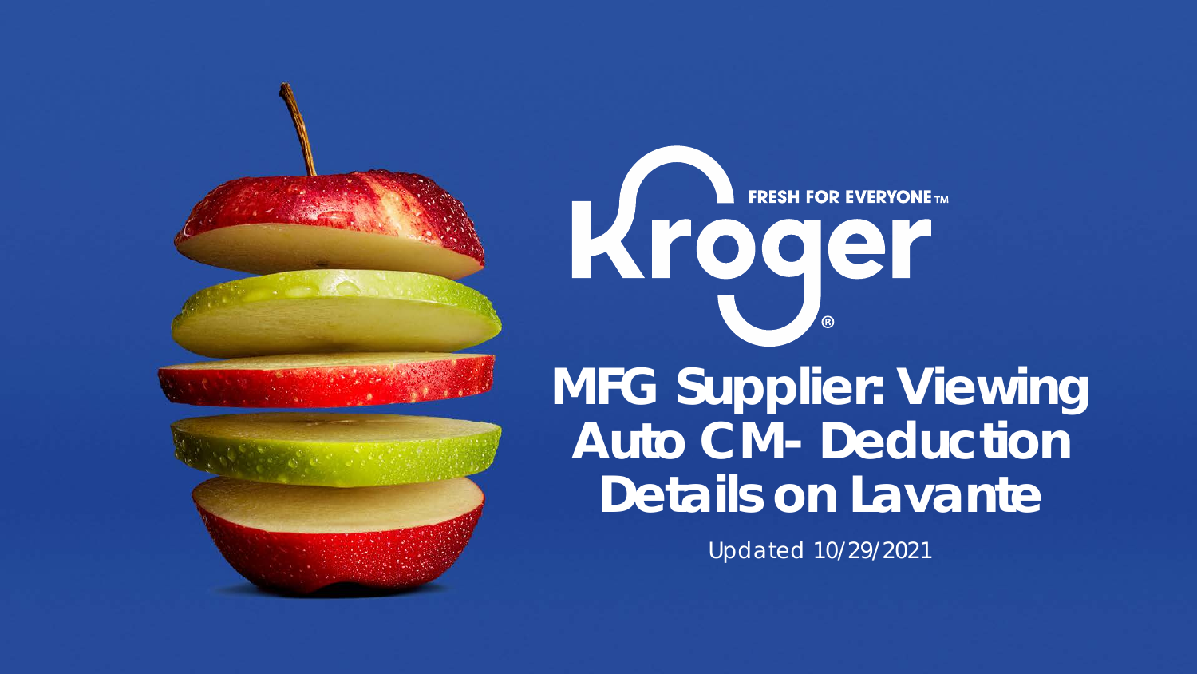# MFG Supplier: Viewing Auto CM- Deduction Details on Lavante

Updated 10/29/2021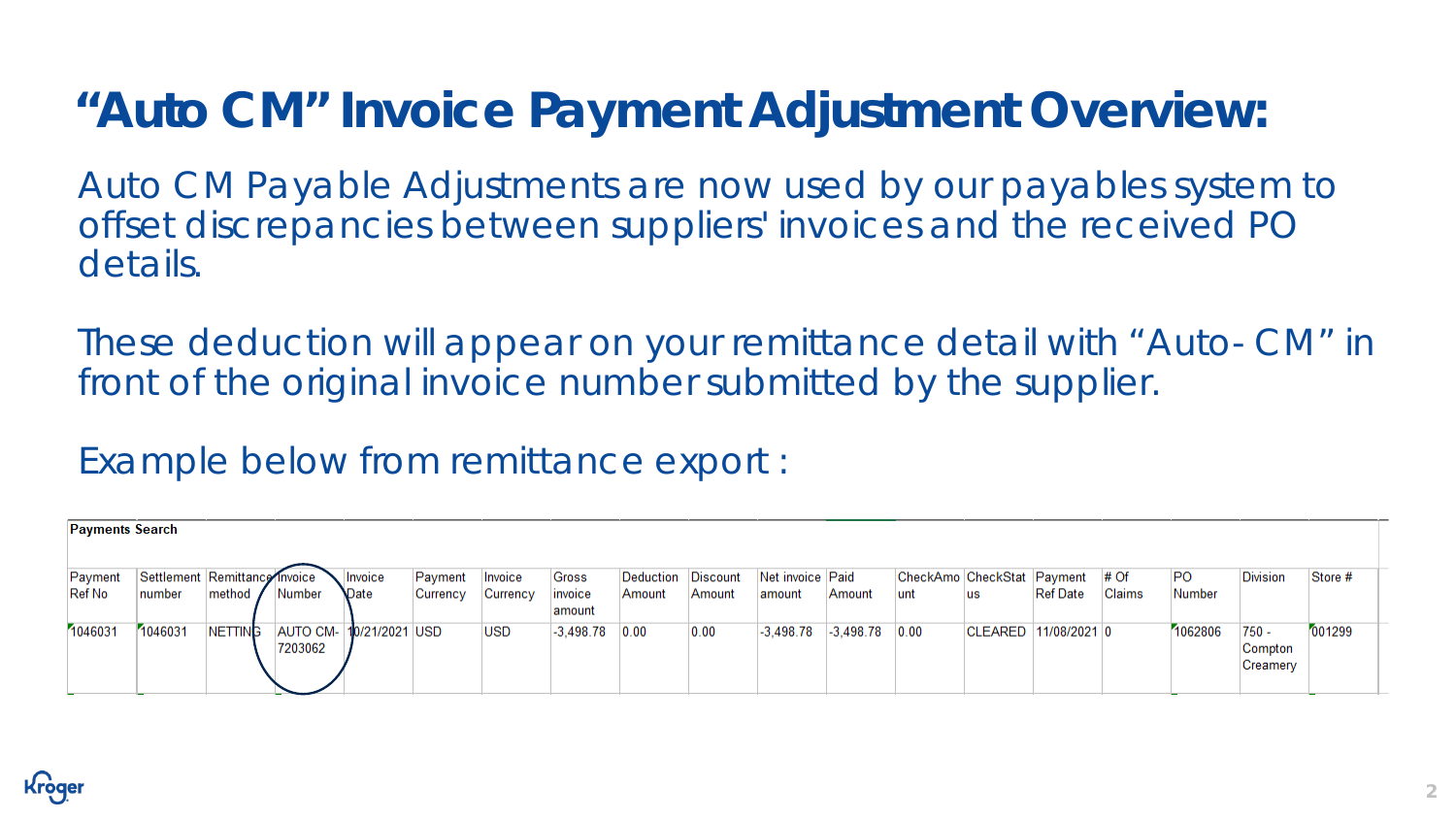# “Auto CM” Invoice Payment Adjustment Overview:

Auto CM Payable Adjustments are now used by our payables system to offset discrepancies between suppliers' invoices and the received PO details.

These deduction will appear on your remittance detail with “Auto-CM” in front of the original invoice number submitted by the supplier.

Example below from remittance export :

**Payments Search**

| Payment Ref No | Settlement number | Remittance method | Invoice Number | Invoice Date | Payment Currency | Invoice Currency | Gross invoice amount | Deduction Amount | Discount Amount | Net invoice amount | Paid Amount | CheckAmount | CheckStatus | Payment Ref Date | # Of Claims | PO Number | Division | Store # |
|---|---|---|---|---|---|---|---|---|---|---|---|---|---|---|---|---|---|---|
| 1046031 | 1046031 | NETTING | AUTO CM-7203062 | 10/21/2021 | USD | USD | -3,498.78 | 0.00 | 0.00 | -3,498.78 | -3,498.78 | 0.00 | CLEARED | 11/08/2021 | 0 | 1062806 | 750 - Compton Creamery | 001299 |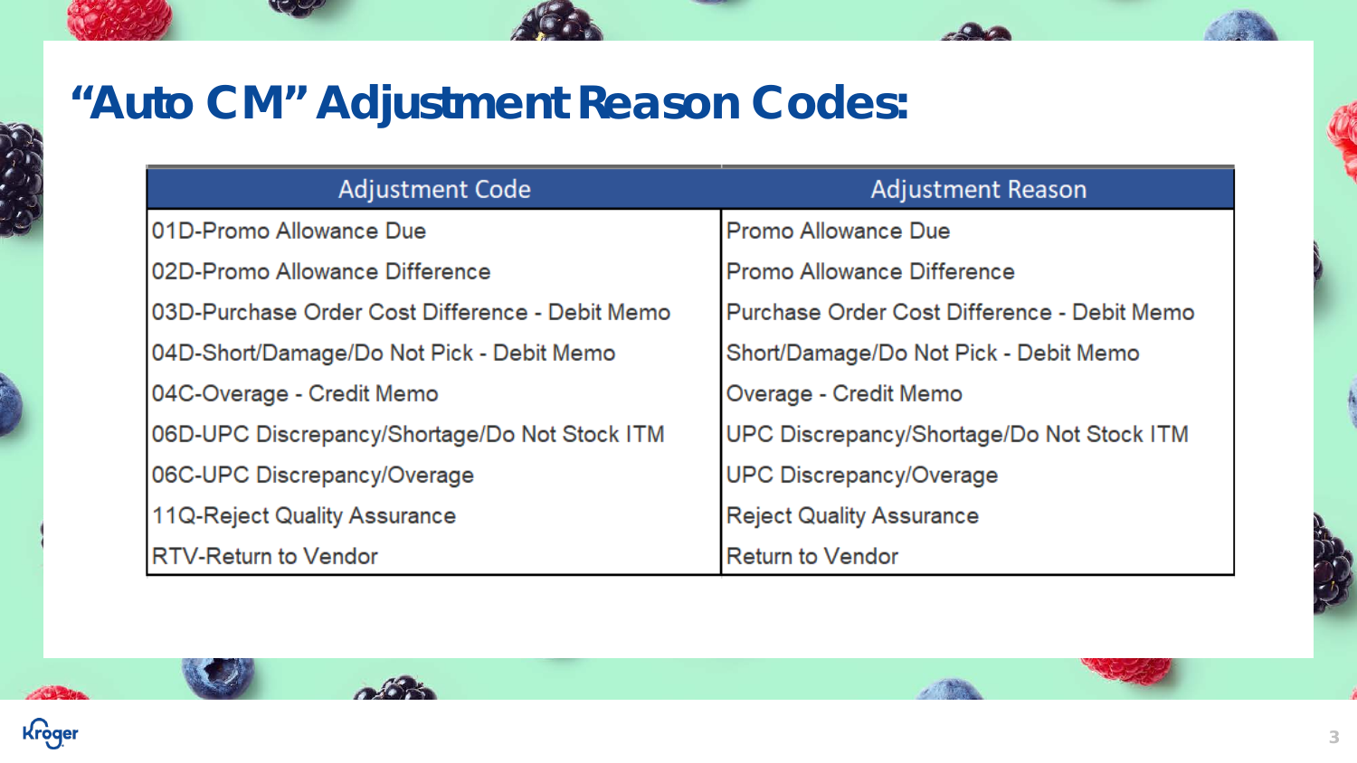# “Auto CM” Adjustment Reason Codes:

| Adjustment Code | Adjustment Reason |
| --- | --- |
| 01D-Promo Allowance Due | Promo Allowance Due |
| 02D-Promo Allowance Difference | Promo Allowance Difference |
| 03D-Purchase Order Cost Difference - Debit Memo | Purchase Order Cost Difference - Debit Memo |
| 04D-Short/Damage/Do Not Pick - Debit Memo | Short/Damage/Do Not Pick - Debit Memo |
| 04C-Overage - Credit Memo | Overage - Credit Memo |
| 06D-UPC Discrepancy/Shortage/Do Not Stock ITM | UPC Discrepancy/Shortage/Do Not Stock ITM |
| 06C-UPC Discrepancy/Overage | UPC Discrepancy/Overage |
| 11Q-Reject Quality Assurance | Reject Quality Assurance |
| RTV-Return to Vendor | Return to Vendor |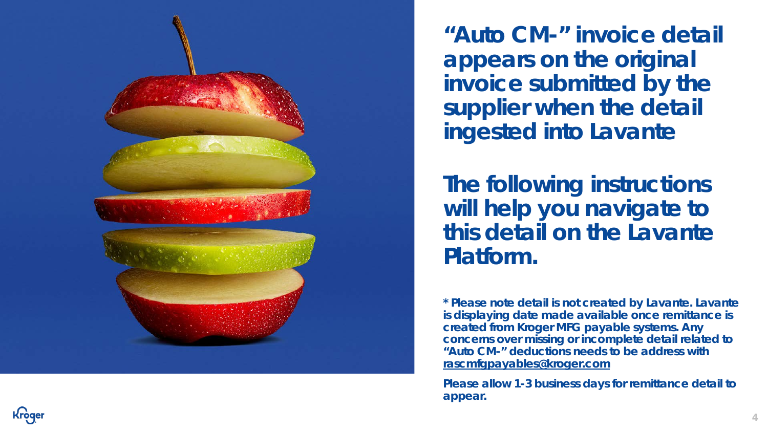# “Auto CM-” invoice detail appears on the original invoice submitted by the supplier when the detail ingested into Lavante

# The following instructions will help you navigate to this detail on the Lavante Platform.

**\* Please note detail is not created by Lavante. Lavante is displaying date made available once remittance is created from Kroger MFG payable systems. Any concerns over missing or incomplete detail related to “Auto CM-” deductions needs to be address with rascmfgpayables@kroger.com**

**Please allow 1-3 business days for remittance detail to appear.**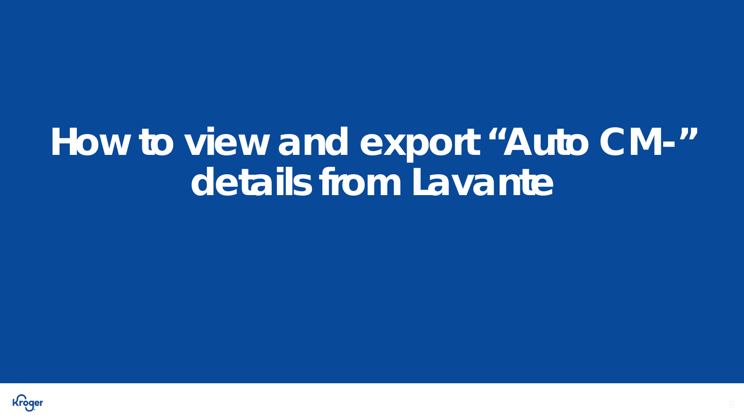# How to view and export “Auto CM-” details from Lavante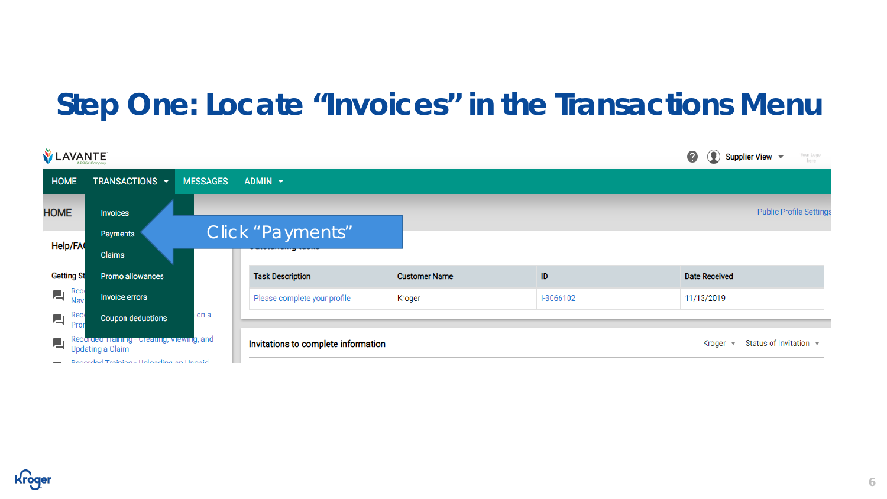# Step One: Locate “Invoices” in the Transactions Menu

LAVANTE

HOME TRANSACTIONS MESSAGES ADMIN

Supplier View

HOME

Invoices
Payments
Claims
Promo allowances
Invoice errors
Coupon deductions

Click “Payments”

Public Profile Settings

Help/FA

Getting St

Recorded Training - Creating, Viewing, and Updating a Claim

| Task Description | Customer Name | ID | Date Received |
|---|---|---|---|
| Please complete your profile | Kroger | I-3066102 | 11/13/2019 |

Invitations to complete information

Kroger Status of Invitation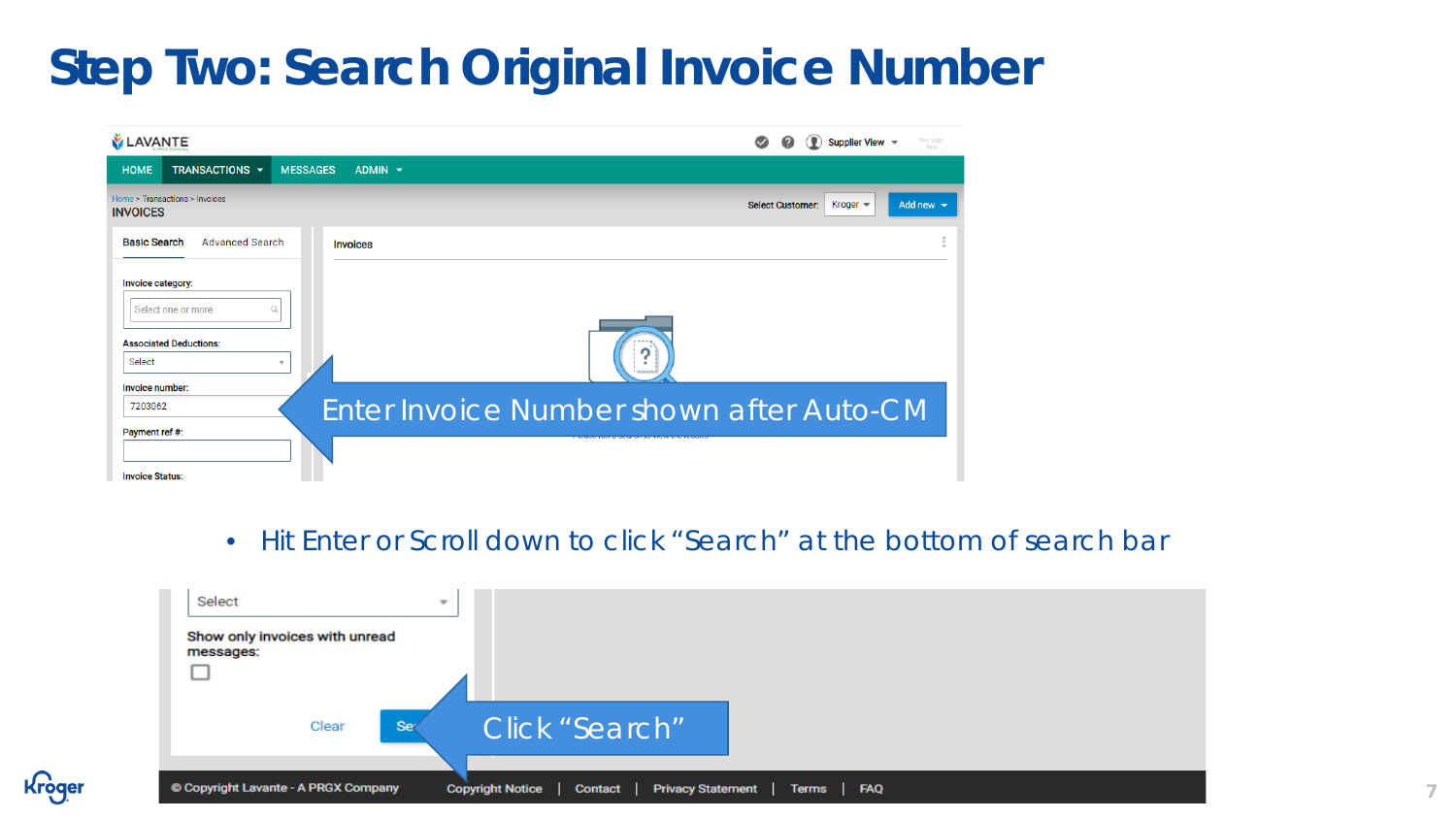# Step Two: Search Original Invoice Number

Enter Invoice Number shown after Auto-CM

- Hit Enter or Scroll down to click "Search" at the bottom of search bar

Click "Search"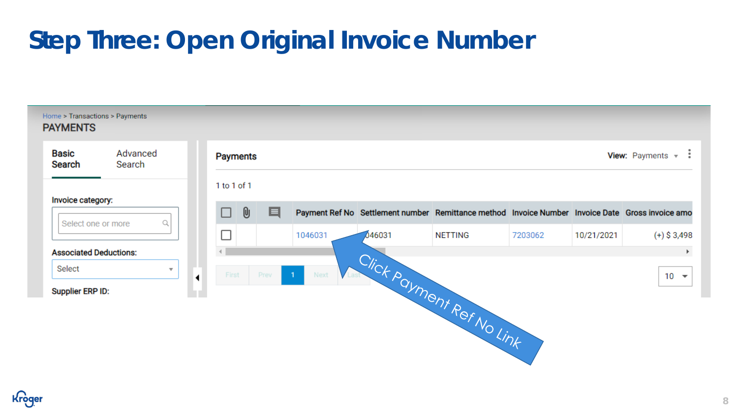# Step Three: Open Original Invoice Number

Home > Transactions > Payments

PAYMENTS

Basic Search | Advanced Search

Invoice category:

Select one or more

Associated Deductions:

Select

Supplier ERP ID:

Payments

View: Payments

1 to 1 of 1

| Payment Ref No | Settlement number | Remittance method | Invoice Number | Invoice Date | Gross invoice amo |
|---|---|---|---|---|---|
| 1046031 | 1046031 | NETTING | 7203062 | 10/21/2021 | (+) $ 3,498 |

First Prev 1 Next Last

10

Click Payment Ref No Link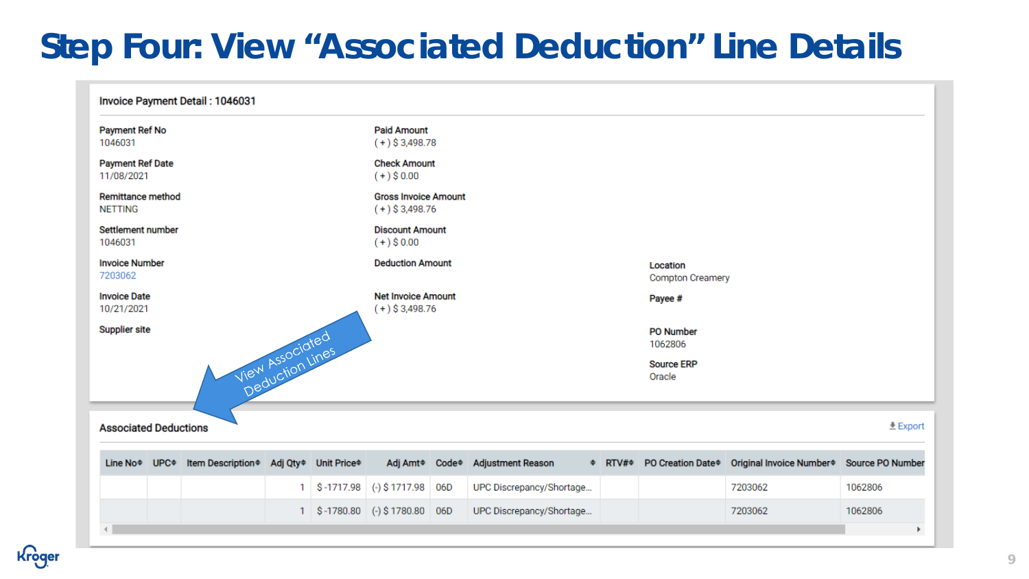# Step Four: View "Associated Deduction" Line Details

**Invoice Payment Detail : 1046031**

**Payment Ref No**
1046031

**Payment Ref Date**
11/08/2021

**Remittance method**
NETTING

**Settlement number**
1046031

**Invoice Number**
7203062

**Invoice Date**
10/21/2021

**Supplier site**

**Paid Amount**
( + ) $ 3,498.78

**Check Amount**
( + ) $ 0.00

**Gross Invoice Amount**
( + ) $ 3,498.76

**Discount Amount**
( + ) $ 0.00

**Deduction Amount**

**Net Invoice Amount**
( + ) $ 3,498.76

**Location**
Compton Creamery

**Payee #**

**PO Number**
1062806

**Source ERP**
Oracle

View Associated Deduction Lines

**Associated Deductions**

Export

| Line No | UPC | Item Description | Adj Qty | Unit Price | Adj Amt | Code | Adjustment Reason | RTV# | PO Creation Date | Original Invoice Number | Source PO Number |
|---|---|---|---|---|---|---|---|---|---|---|---|
| | | | 1 | $ -1717.98 | (-) $ 1717.98 | 06D | UPC Discrepancy/Shortage... | | | 7203062 | 1062806 |
| | | | 1 | $ -1780.80 | (-) $ 1780.80 | 06D | UPC Discrepancy/Shortage... | | | 7203062 | 1062806 |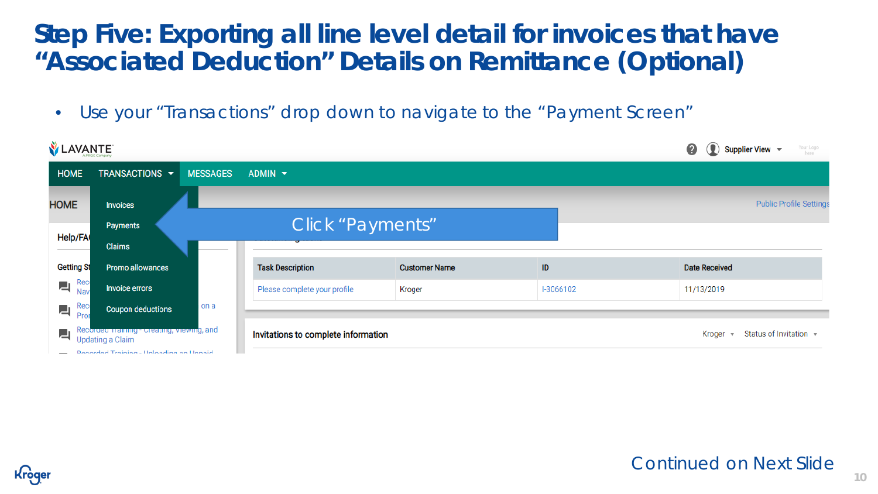# Step Five: Exporting all line level detail for invoices that have "Associated Deduction" Details on Remittance (Optional)

- Use your "Transactions" drop down to navigate to the "Payment Screen"

LAVANTE

HOME | TRANSACTIONS | MESSAGES | ADMIN

- Invoices
- Payments
- Claims
- Promo allowances
- Invoice errors
- Coupon deductions

Click "Payments"

| Task Description | Customer Name | ID | Date Received |
| --- | --- | --- | --- |
| Please complete your profile | Kroger | I-3066102 | 11/13/2019 |

Invitations to complete information

Continued on Next Slide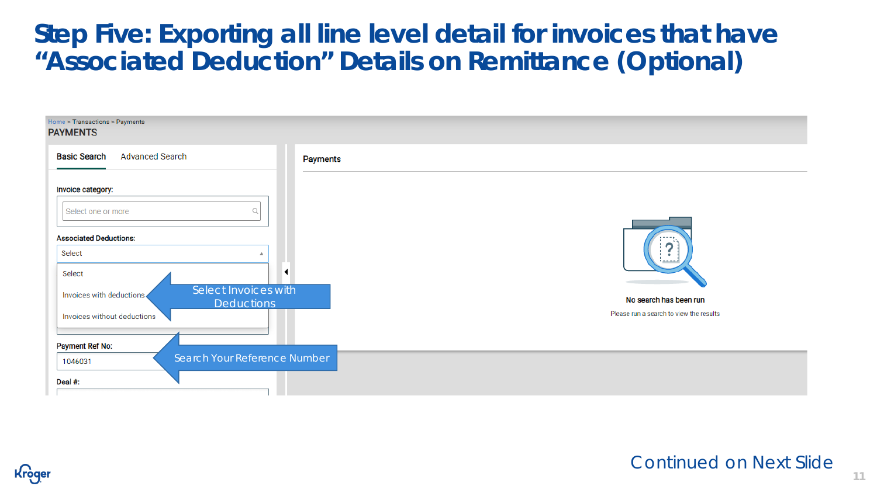# Step Five: Exporting all line level detail for invoices that have "Associated Deduction" Details on Remittance (Optional)

Home > Transactions > Payments

PAYMENTS

Basic Search    Advanced Search

Invoice category:

Select one or more

Associated Deductions:

Select

- Select
- Invoices with deductions
- Invoices without deductions

Select Invoices with Deductions

Payment Ref No:

1046031

Search Your Reference Number

Deal #:

Payments

No search has been run

Please run a search to view the results

Continued on Next Slide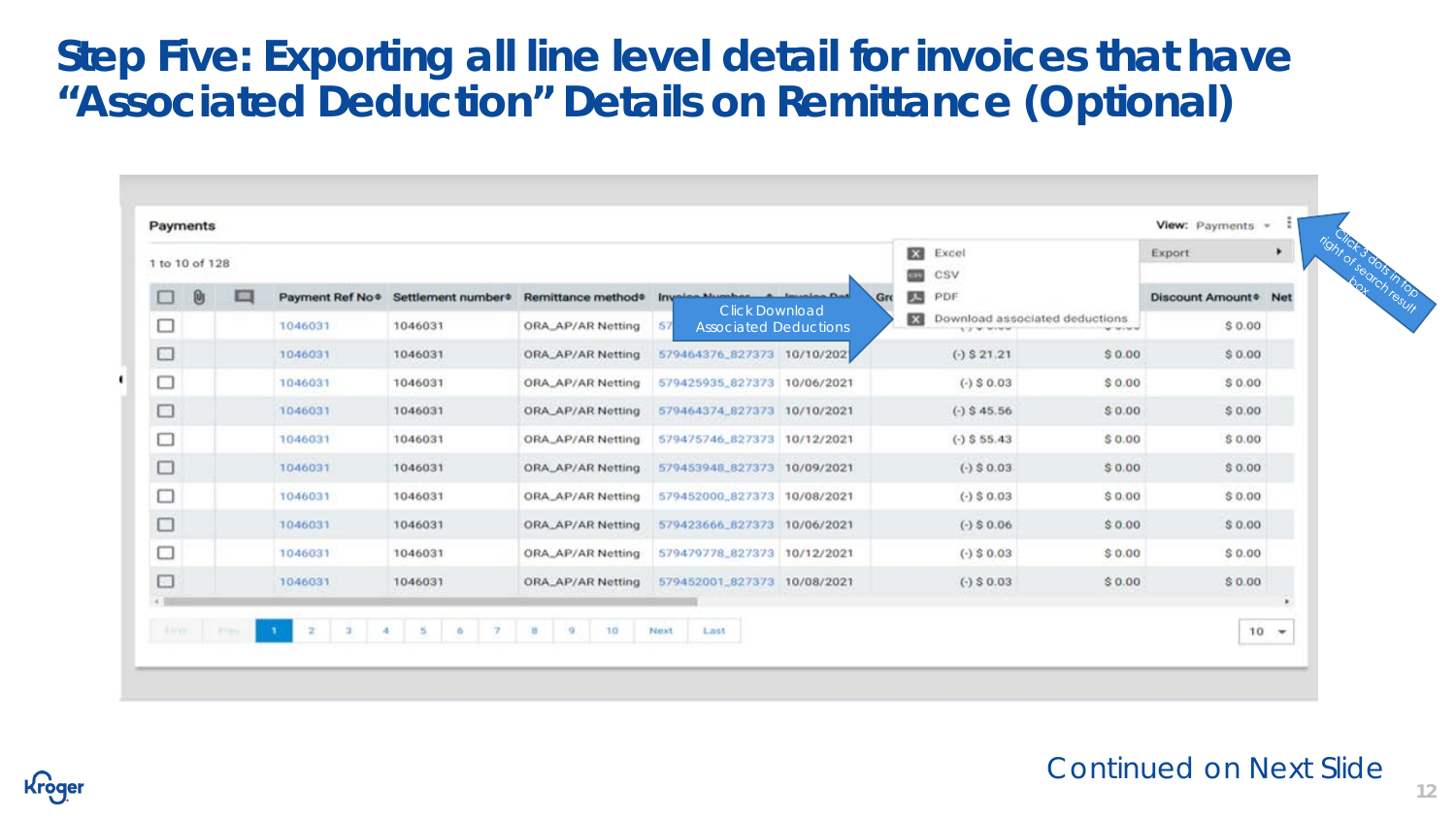# Step Five: Exporting all line level detail for invoices that have "Associated Deduction" Details on Remittance (Optional)

**Payments**

1 to 10 of 128

View: Payments

Click 3 dots in top right of search result box

- Export
  - Excel
  - CSV
  - PDF
  - Download associated deductions

Click Download Associated Deductions

| Payment Ref No | Settlement number | Remittance method | Invoice Number | Invoice Date | Gross Amount | | Discount Amount | Net |
|---|---|---|---|---|---|---|---|---|
| 1046031 | 1046031 | ORA_AP/AR Netting | 57... | | | | $ 0.00 | |
| 1046031 | 1046031 | ORA_AP/AR Netting | 579464376_827373 | 10/10/2021 | (-) $ 21.21 | $ 0.00 | $ 0.00 | |
| 1046031 | 1046031 | ORA_AP/AR Netting | 579425935_827373 | 10/06/2021 | (-) $ 0.03 | $ 0.00 | $ 0.00 | |
| 1046031 | 1046031 | ORA_AP/AR Netting | 579464374_827373 | 10/10/2021 | (-) $ 45.56 | $ 0.00 | $ 0.00 | |
| 1046031 | 1046031 | ORA_AP/AR Netting | 579475746_827373 | 10/12/2021 | (-) $ 55.43 | $ 0.00 | $ 0.00 | |
| 1046031 | 1046031 | ORA_AP/AR Netting | 579453948_827373 | 10/09/2021 | (-) $ 0.03 | $ 0.00 | $ 0.00 | |
| 1046031 | 1046031 | ORA_AP/AR Netting | 579452000_827373 | 10/08/2021 | (-) $ 0.03 | $ 0.00 | $ 0.00 | |
| 1046031 | 1046031 | ORA_AP/AR Netting | 579423666_827373 | 10/06/2021 | (-) $ 0.06 | $ 0.00 | $ 0.00 | |
| 1046031 | 1046031 | ORA_AP/AR Netting | 579479778_827373 | 10/12/2021 | (-) $ 0.03 | $ 0.00 | $ 0.00 | |
| 1046031 | 1046031 | ORA_AP/AR Netting | 579452001_827373 | 10/08/2021 | (-) $ 0.03 | $ 0.00 | $ 0.00 | |

First Prev 1 2 3 4 5 6 7 8 9 10 Next Last — 10

Continued on Next Slide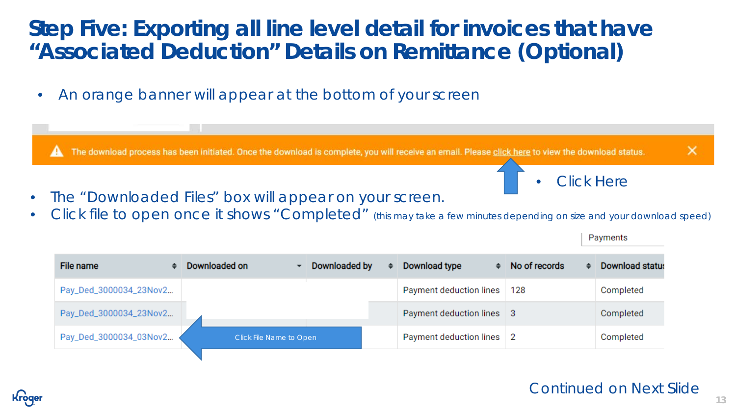# Step Five: Exporting all line level detail for invoices that have "Associated Deduction" Details on Remittance (Optional)

- An orange banner will appear at the bottom of your screen

The download process has been initiated. Once the download is complete, you will receive an email. Please click here to view the download status.

- Click Here

- The "Downloaded Files" box will appear on your screen.
- Click file to open once it shows "Completed" (this may take a few minutes depending on size and your download speed)

Payments

| File name | Downloaded on | Downloaded by | Download type | No of records | Download status |
|---|---|---|---|---|---|
| Pay_Ded_3000034_23Nov2... | | | Payment deduction lines | 128 | Completed |
| Pay_Ded_3000034_23Nov2... | | | Payment deduction lines | 3 | Completed |
| Pay_Ded_3000034_03Nov2... | | | Payment deduction lines | 2 | Completed |

Click File Name to Open

Continued on Next Slide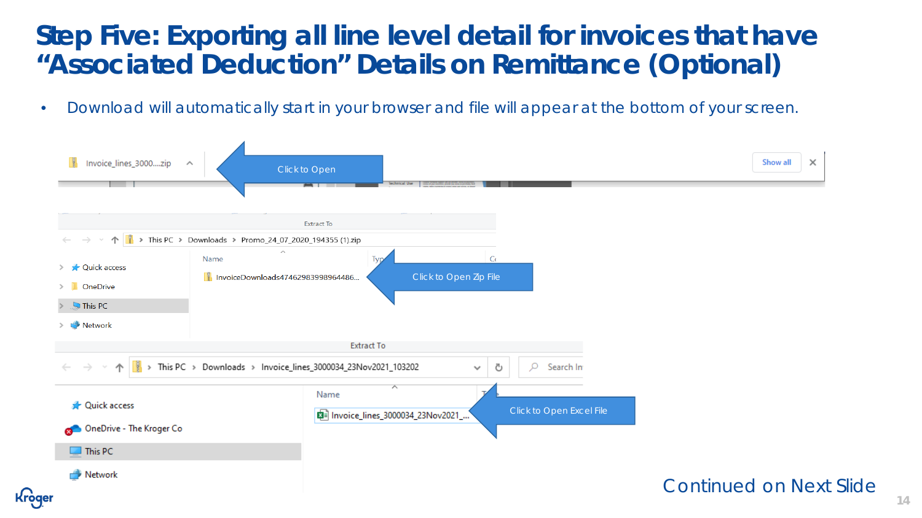# Step Five: Exporting all line level detail for invoices that have "Associated Deduction" Details on Remittance (Optional)

- Download will automatically start in your browser and file will appear at the bottom of your screen.

Click to Open

Click to Open Zip File

Click to Open Excel File

Continued on Next Slide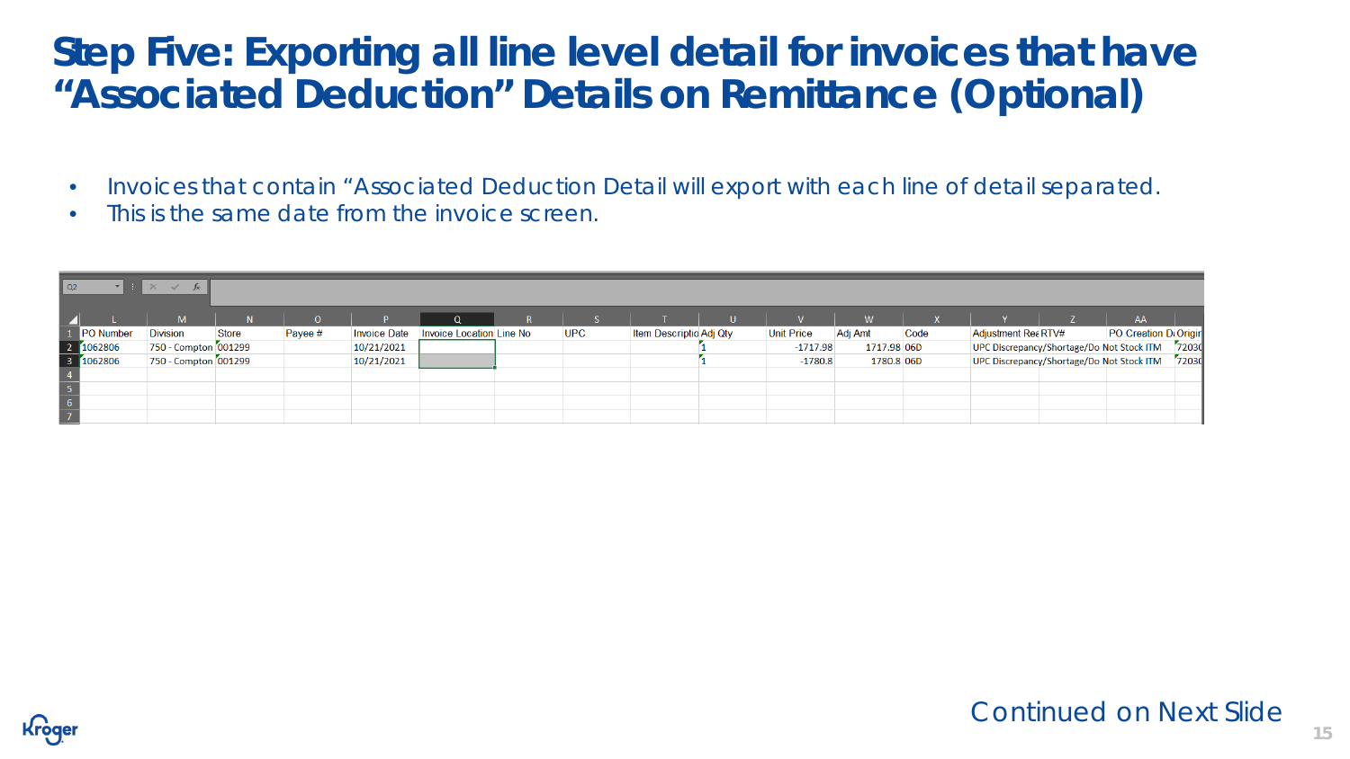# Step Five: Exporting all line level detail for invoices that have "Associated Deduction" Details on Remittance (Optional)

- Invoices that contain "Associated Deduction Detail will export with each line of detail separated.
- This is the same date from the invoice screen.

| | L | M | N | O | P | Q | R | S | T | U | V | W | X | Y | Z | AA | |
|---|---|---|---|---|---|---|---|---|---|---|---|---|---|---|---|---|---|
| 1 | PO Number | Division | Store | Payee # | Invoice Date | Invoice Location | Line No | UPC | Item Descriptio | Adj Qty | Unit Price | Adj Amt | Code | Adjustment Rea | RTV# | PO Creation D | Origin |
| 2 | 1062806 | 750 - Compton | 001299 | | 10/21/2021 | | | | | 1 | -1717.98 | 1717.98 | 06D | UPC Discrepancy/Shortage/Do | Not Stock ITM | | 72030 |
| 3 | 1062806 | 750 - Compton | 001299 | | 10/21/2021 | | | | | 1 | -1780.8 | 1780.8 | 06D | UPC Discrepancy/Shortage/Do | Not Stock ITM | | 72030 |

Continued on Next Slide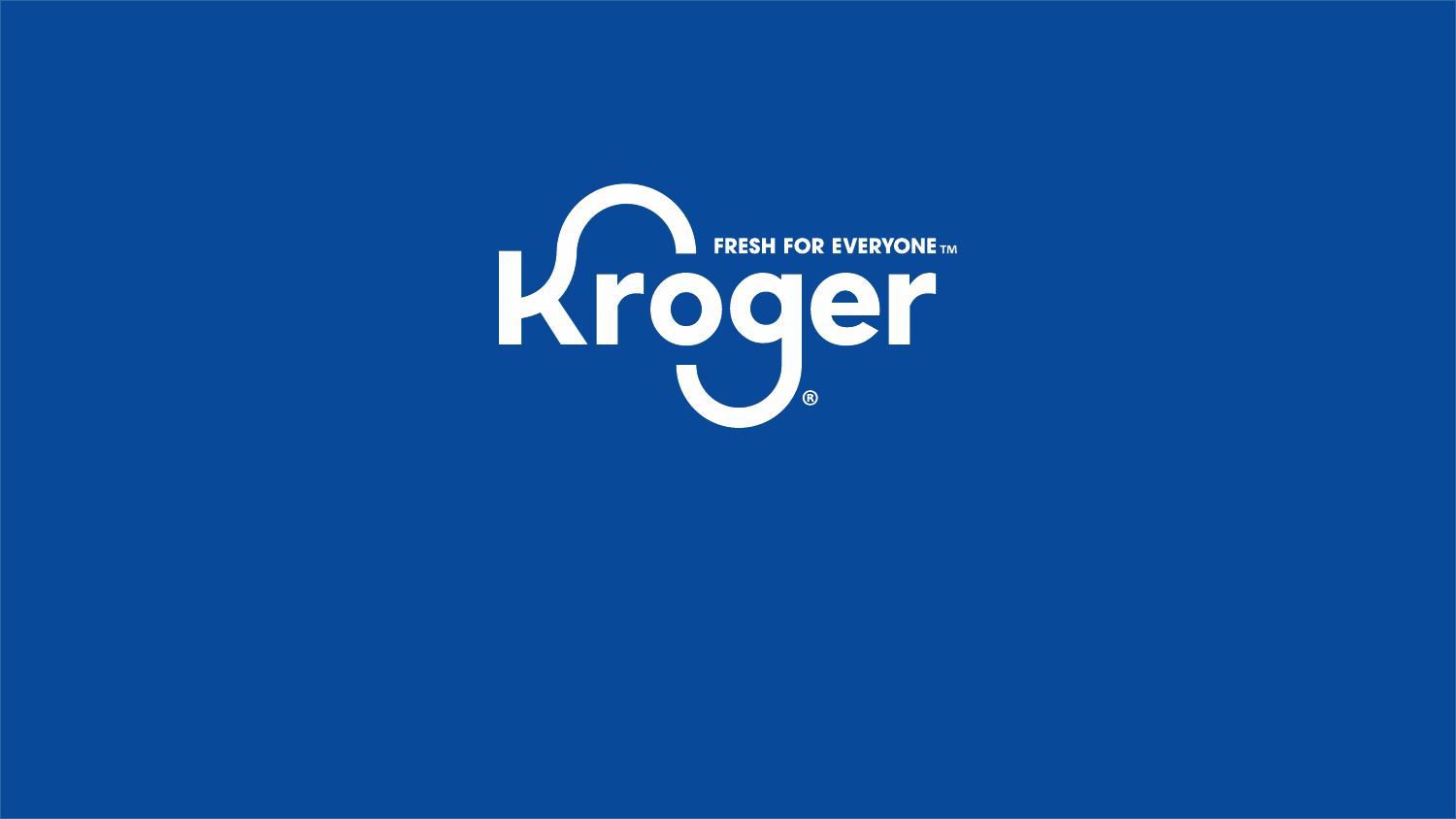Kroger®

FRESH FOR EVERYONE™